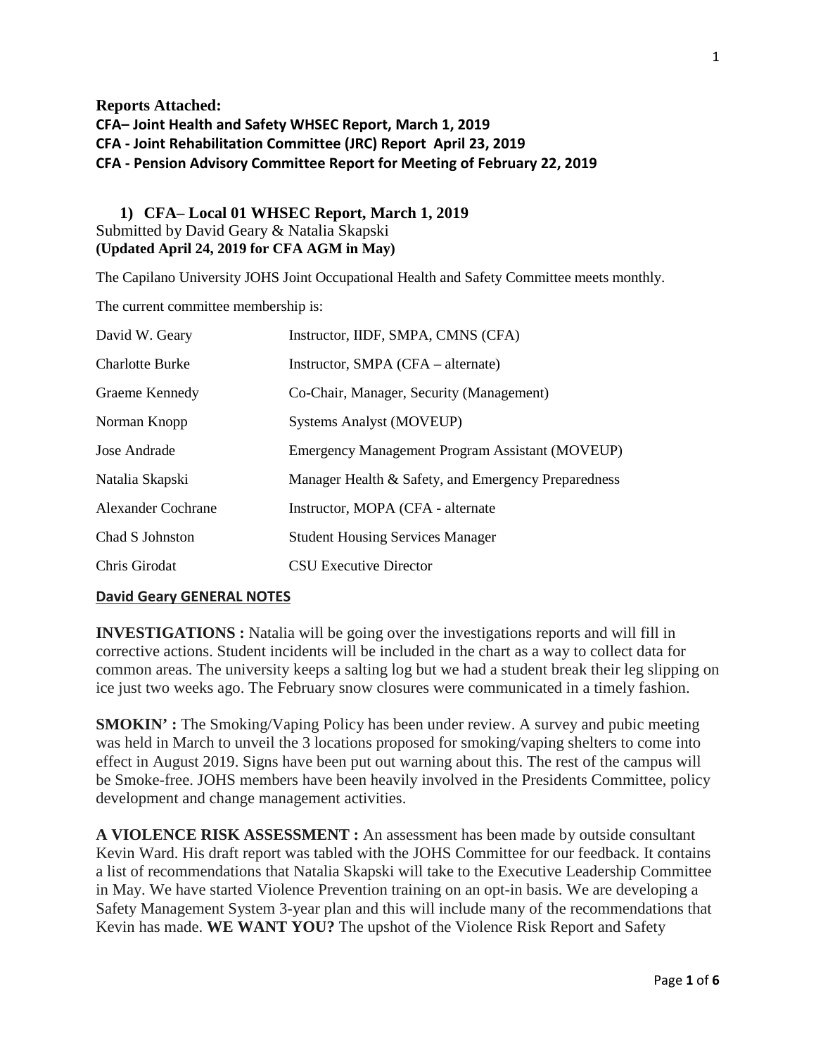**Reports Attached:**

**CFA– Joint Health and Safety WHSEC Report, March 1, 2019**

**CFA - Joint Rehabilitation Committee (JRC) Report April 23, 2019**

**CFA - Pension Advisory Committee Report for Meeting of February 22, 2019**

## 1) CFA– Local 01 WHSEC Report, March 1, 2019

Submitted by David Geary & Natalia Skapski

**(Updated April 24, 2019 for CFA AGM in May)**

The Capilano University JOHS Joint Occupational Health and Safety Committee meets monthly.

The current committee membership is:

| | |
|---|---|
| David W. Geary | Instructor, IIDF, SMPA, CMNS (CFA) |
| Charlotte Burke | Instructor, SMPA (CFA – alternate) |
| Graeme Kennedy | Co-Chair, Manager, Security (Management) |
| Norman Knopp | Systems Analyst (MOVEUP) |
| Jose Andrade | Emergency Management Program Assistant (MOVEUP) |
| Natalia Skapski | Manager Health & Safety, and Emergency Preparedness |
| Alexander Cochrane | Instructor, MOPA (CFA - alternate |
| Chad S Johnston | Student Housing Services Manager |
| Chris Girodat | CSU Executive Director |

**David Geary GENERAL NOTES**

**INVESTIGATIONS :** Natalia will be going over the investigations reports and will fill in corrective actions. Student incidents will be included in the chart as a way to collect data for common areas. The university keeps a salting log but we had a student break their leg slipping on ice just two weeks ago. The February snow closures were communicated in a timely fashion.

**SMOKIN' :** The Smoking/Vaping Policy has been under review. A survey and pubic meeting was held in March to unveil the 3 locations proposed for smoking/vaping shelters to come into effect in August 2019. Signs have been put out warning about this. The rest of the campus will be Smoke-free. JOHS members have been heavily involved in the Presidents Committee, policy development and change management activities.

**A VIOLENCE RISK ASSESSMENT :** An assessment has been made by outside consultant Kevin Ward. His draft report was tabled with the JOHS Committee for our feedback. It contains a list of recommendations that Natalia Skapski will take to the Executive Leadership Committee in May. We have started Violence Prevention training on an opt-in basis. We are developing a Safety Management System 3-year plan and this will include many of the recommendations that Kevin has made. **WE WANT YOU?** The upshot of the Violence Risk Report and Safety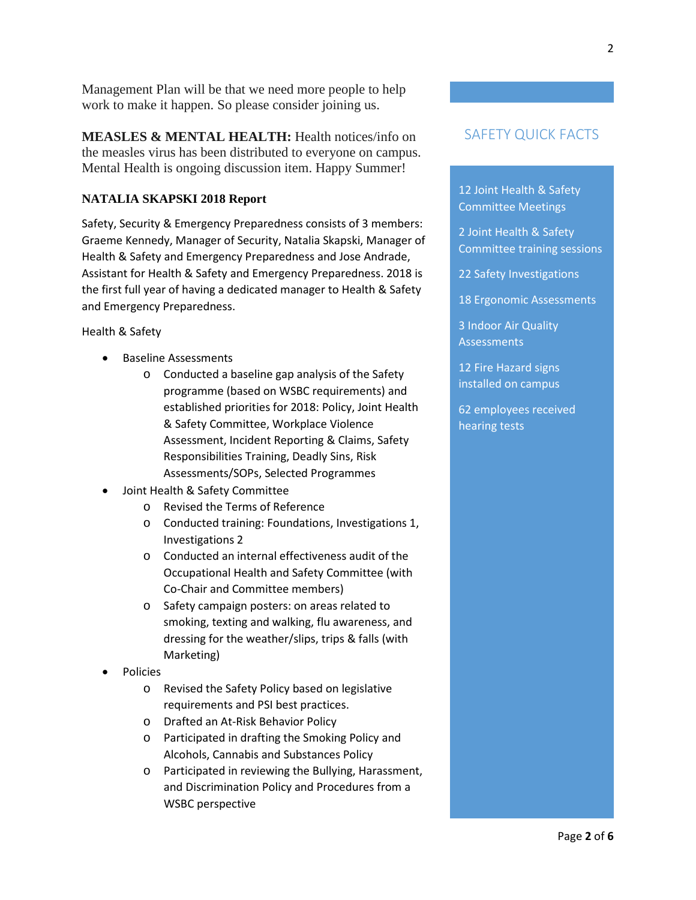Management Plan will be that we need more people to help work to make it happen. So please consider joining us.

**MEASLES & MENTAL HEALTH:** Health notices/info on the measles virus has been distributed to everyone on campus. Mental Health is ongoing discussion item. Happy Summer!

**NATALIA SKAPSKI 2018 Report**

Safety, Security & Emergency Preparedness consists of 3 members: Graeme Kennedy, Manager of Security, Natalia Skapski, Manager of Health & Safety and Emergency Preparedness and Jose Andrade, Assistant for Health & Safety and Emergency Preparedness. 2018 is the first full year of having a dedicated manager to Health & Safety and Emergency Preparedness.

Health & Safety

- Baseline Assessments
  - Conducted a baseline gap analysis of the Safety programme (based on WSBC requirements) and established priorities for 2018: Policy, Joint Health & Safety Committee, Workplace Violence Assessment, Incident Reporting & Claims, Safety Responsibilities Training, Deadly Sins, Risk Assessments/SOPs, Selected Programmes
- Joint Health & Safety Committee
  - Revised the Terms of Reference
  - Conducted training: Foundations, Investigations 1, Investigations 2
  - Conducted an internal effectiveness audit of the Occupational Health and Safety Committee (with Co-Chair and Committee members)
  - Safety campaign posters: on areas related to smoking, texting and walking, flu awareness, and dressing for the weather/slips, trips & falls (with Marketing)
- Policies
  - Revised the Safety Policy based on legislative requirements and PSI best practices.
  - Drafted an At-Risk Behavior Policy
  - Participated in drafting the Smoking Policy and Alcohols, Cannabis and Substances Policy
  - Participated in reviewing the Bullying, Harassment, and Discrimination Policy and Procedures from a WSBC perspective

## SAFETY QUICK FACTS

12 Joint Health & Safety Committee Meetings

2 Joint Health & Safety Committee training sessions

22 Safety Investigations

18 Ergonomic Assessments

3 Indoor Air Quality Assessments

12 Fire Hazard signs installed on campus

62 employees received hearing tests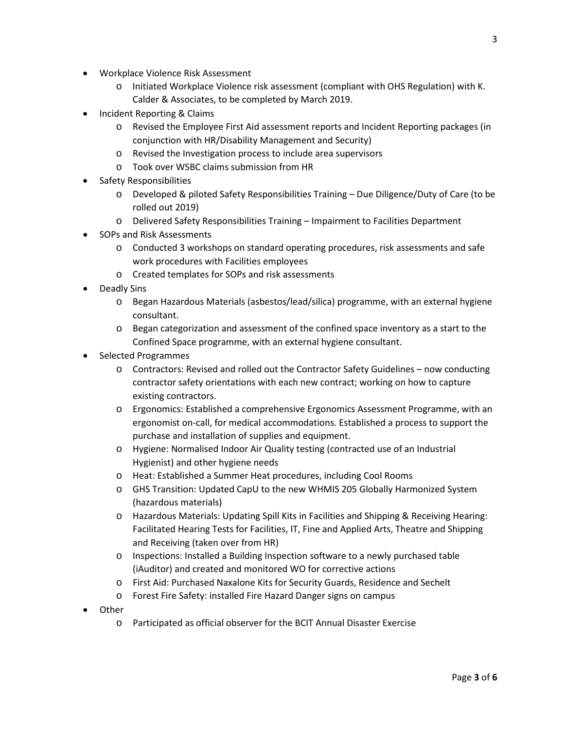- Workplace Violence Risk Assessment
    - Initiated Workplace Violence risk assessment (compliant with OHS Regulation) with K. Calder & Associates, to be completed by March 2019.
- Incident Reporting & Claims
    - Revised the Employee First Aid assessment reports and Incident Reporting packages (in conjunction with HR/Disability Management and Security)
    - Revised the Investigation process to include area supervisors
    - Took over WSBC claims submission from HR
- Safety Responsibilities
    - Developed & piloted Safety Responsibilities Training – Due Diligence/Duty of Care (to be rolled out 2019)
    - Delivered Safety Responsibilities Training – Impairment to Facilities Department
- SOPs and Risk Assessments
    - Conducted 3 workshops on standard operating procedures, risk assessments and safe work procedures with Facilities employees
    - Created templates for SOPs and risk assessments
- Deadly Sins
    - Began Hazardous Materials (asbestos/lead/silica) programme, with an external hygiene consultant.
    - Began categorization and assessment of the confined space inventory as a start to the Confined Space programme, with an external hygiene consultant.
- Selected Programmes
    - Contractors: Revised and rolled out the Contractor Safety Guidelines – now conducting contractor safety orientations with each new contract; working on how to capture existing contractors.
    - Ergonomics: Established a comprehensive Ergonomics Assessment Programme, with an ergonomist on-call, for medical accommodations. Established a process to support the purchase and installation of supplies and equipment.
    - Hygiene: Normalised Indoor Air Quality testing (contracted use of an Industrial Hygienist) and other hygiene needs
    - Heat: Established a Summer Heat procedures, including Cool Rooms
    - GHS Transition: Updated CapU to the new WHMIS 205 Globally Harmonized System (hazardous materials)
    - Hazardous Materials: Updating Spill Kits in Facilities and Shipping & Receiving Hearing: Facilitated Hearing Tests for Facilities, IT, Fine and Applied Arts, Theatre and Shipping and Receiving (taken over from HR)
    - Inspections: Installed a Building Inspection software to a newly purchased table (iAuditor) and created and monitored WO for corrective actions
    - First Aid: Purchased Naxalone Kits for Security Guards, Residence and Sechelt
    - Forest Fire Safety: installed Fire Hazard Danger signs on campus
- Other
    - Participated as official observer for the BCIT Annual Disaster Exercise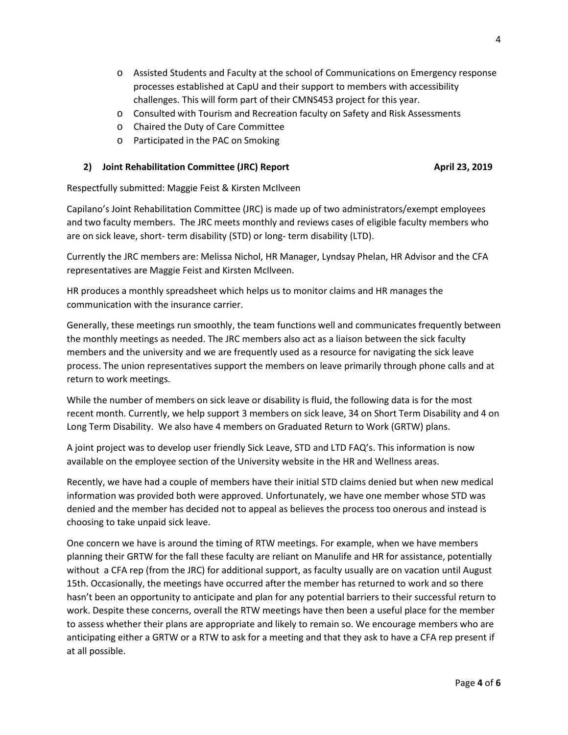- Assisted Students and Faculty at the school of Communications on Emergency response processes established at CapU and their support to members with accessibility challenges. This will form part of their CMNS453 project for this year.
- Consulted with Tourism and Recreation faculty on Safety and Risk Assessments
- Chaired the Duty of Care Committee
- Participated in the PAC on Smoking

### 2) Joint Rehabilitation Committee (JRC) Report — April 23, 2019

Respectfully submitted: Maggie Feist & Kirsten McIlveen

Capilano's Joint Rehabilitation Committee (JRC) is made up of two administrators/exempt employees and two faculty members. The JRC meets monthly and reviews cases of eligible faculty members who are on sick leave, short- term disability (STD) or long- term disability (LTD).

Currently the JRC members are: Melissa Nichol, HR Manager, Lyndsay Phelan, HR Advisor and the CFA representatives are Maggie Feist and Kirsten McIlveen.

HR produces a monthly spreadsheet which helps us to monitor claims and HR manages the communication with the insurance carrier.

Generally, these meetings run smoothly, the team functions well and communicates frequently between the monthly meetings as needed. The JRC members also act as a liaison between the sick faculty members and the university and we are frequently used as a resource for navigating the sick leave process. The union representatives support the members on leave primarily through phone calls and at return to work meetings.

While the number of members on sick leave or disability is fluid, the following data is for the most recent month. Currently, we help support 3 members on sick leave, 34 on Short Term Disability and 4 on Long Term Disability. We also have 4 members on Graduated Return to Work (GRTW) plans.

A joint project was to develop user friendly Sick Leave, STD and LTD FAQ's. This information is now available on the employee section of the University website in the HR and Wellness areas.

Recently, we have had a couple of members have their initial STD claims denied but when new medical information was provided both were approved. Unfortunately, we have one member whose STD was denied and the member has decided not to appeal as believes the process too onerous and instead is choosing to take unpaid sick leave.

One concern we have is around the timing of RTW meetings. For example, when we have members planning their GRTW for the fall these faculty are reliant on Manulife and HR for assistance, potentially without a CFA rep (from the JRC) for additional support, as faculty usually are on vacation until August 15th. Occasionally, the meetings have occurred after the member has returned to work and so there hasn't been an opportunity to anticipate and plan for any potential barriers to their successful return to work. Despite these concerns, overall the RTW meetings have then been a useful place for the member to assess whether their plans are appropriate and likely to remain so. We encourage members who are anticipating either a GRTW or a RTW to ask for a meeting and that they ask to have a CFA rep present if at all possible.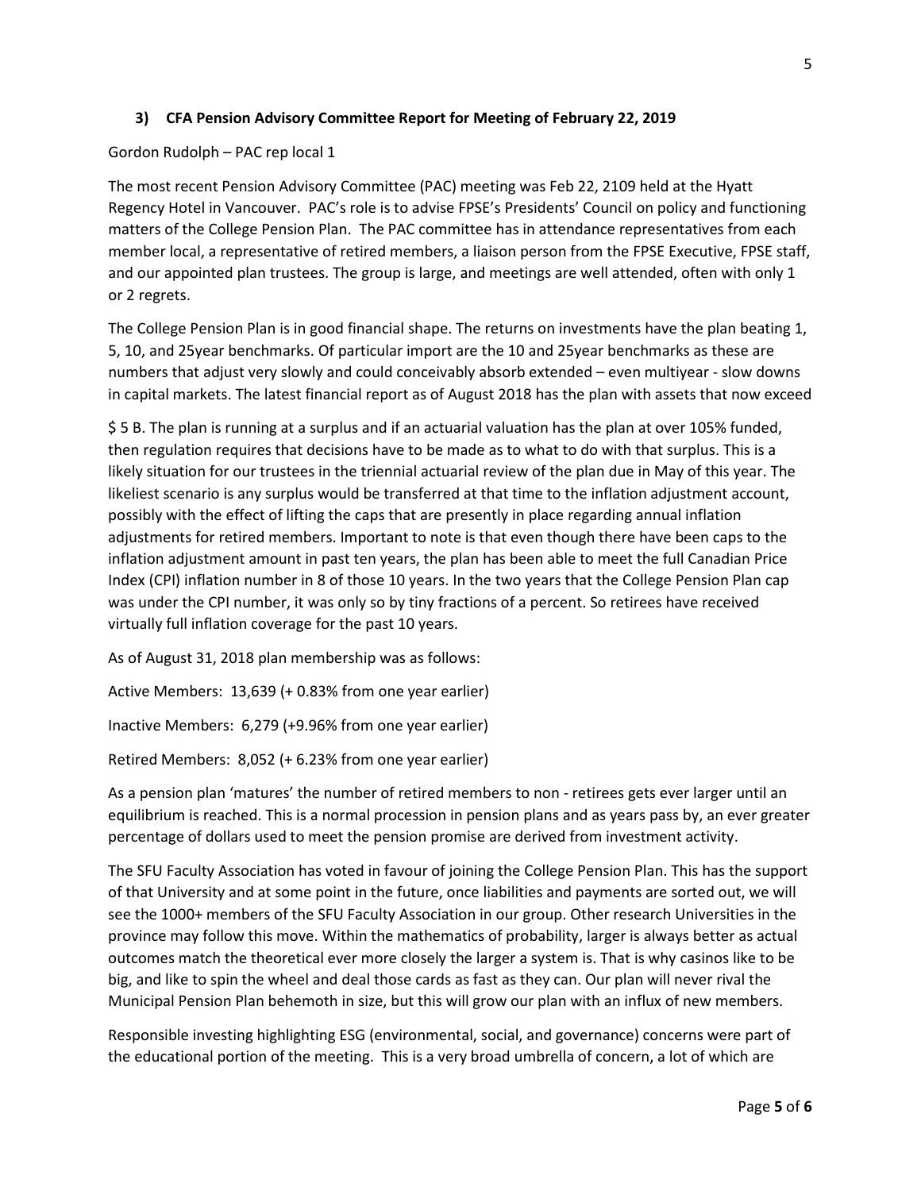### 3) CFA Pension Advisory Committee Report for Meeting of February 22, 2019

Gordon Rudolph – PAC rep local 1

The most recent Pension Advisory Committee (PAC) meeting was Feb 22, 2109 held at the Hyatt Regency Hotel in Vancouver. PAC's role is to advise FPSE's Presidents' Council on policy and functioning matters of the College Pension Plan. The PAC committee has in attendance representatives from each member local, a representative of retired members, a liaison person from the FPSE Executive, FPSE staff, and our appointed plan trustees. The group is large, and meetings are well attended, often with only 1 or 2 regrets.

The College Pension Plan is in good financial shape. The returns on investments have the plan beating 1, 5, 10, and 25year benchmarks. Of particular import are the 10 and 25year benchmarks as these are numbers that adjust very slowly and could conceivably absorb extended – even multiyear - slow downs in capital markets. The latest financial report as of August 2018 has the plan with assets that now exceed

$ 5 B. The plan is running at a surplus and if an actuarial valuation has the plan at over 105% funded, then regulation requires that decisions have to be made as to what to do with that surplus. This is a likely situation for our trustees in the triennial actuarial review of the plan due in May of this year. The likeliest scenario is any surplus would be transferred at that time to the inflation adjustment account, possibly with the effect of lifting the caps that are presently in place regarding annual inflation adjustments for retired members. Important to note is that even though there have been caps to the inflation adjustment amount in past ten years, the plan has been able to meet the full Canadian Price Index (CPI) inflation number in 8 of those 10 years. In the two years that the College Pension Plan cap was under the CPI number, it was only so by tiny fractions of a percent. So retirees have received virtually full inflation coverage for the past 10 years.

As of August 31, 2018 plan membership was as follows:

Active Members: 13,639 (+ 0.83% from one year earlier)

Inactive Members: 6,279 (+9.96% from one year earlier)

Retired Members: 8,052 (+ 6.23% from one year earlier)

As a pension plan 'matures' the number of retired members to non - retirees gets ever larger until an equilibrium is reached. This is a normal procession in pension plans and as years pass by, an ever greater percentage of dollars used to meet the pension promise are derived from investment activity.

The SFU Faculty Association has voted in favour of joining the College Pension Plan. This has the support of that University and at some point in the future, once liabilities and payments are sorted out, we will see the 1000+ members of the SFU Faculty Association in our group. Other research Universities in the province may follow this move. Within the mathematics of probability, larger is always better as actual outcomes match the theoretical ever more closely the larger a system is. That is why casinos like to be big, and like to spin the wheel and deal those cards as fast as they can. Our plan will never rival the Municipal Pension Plan behemoth in size, but this will grow our plan with an influx of new members.

Responsible investing highlighting ESG (environmental, social, and governance) concerns were part of the educational portion of the meeting. This is a very broad umbrella of concern, a lot of which are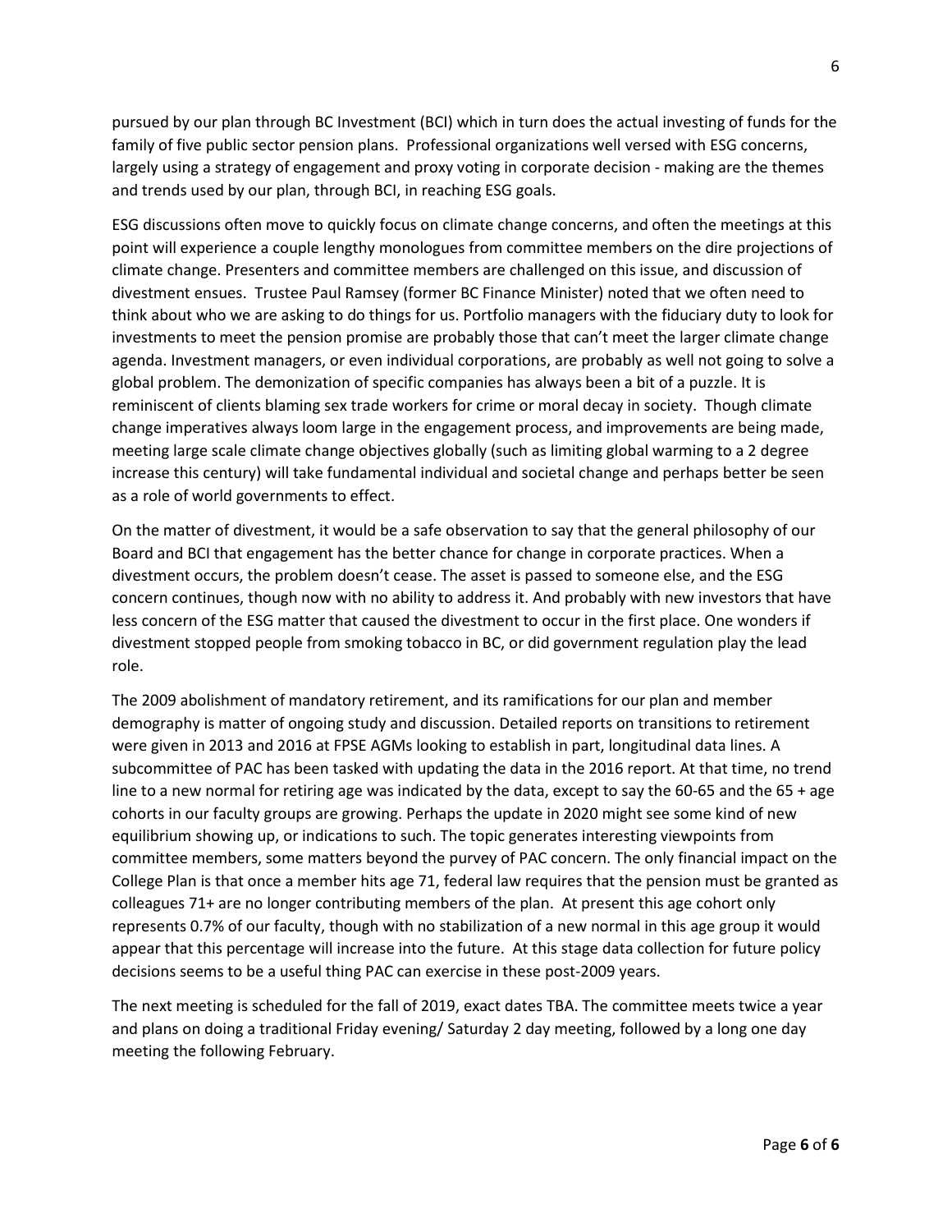pursued by our plan through BC Investment (BCI) which in turn does the actual investing of funds for the family of five public sector pension plans. Professional organizations well versed with ESG concerns, largely using a strategy of engagement and proxy voting in corporate decision - making are the themes and trends used by our plan, through BCI, in reaching ESG goals.

ESG discussions often move to quickly focus on climate change concerns, and often the meetings at this point will experience a couple lengthy monologues from committee members on the dire projections of climate change. Presenters and committee members are challenged on this issue, and discussion of divestment ensues. Trustee Paul Ramsey (former BC Finance Minister) noted that we often need to think about who we are asking to do things for us. Portfolio managers with the fiduciary duty to look for investments to meet the pension promise are probably those that can't meet the larger climate change agenda. Investment managers, or even individual corporations, are probably as well not going to solve a global problem. The demonization of specific companies has always been a bit of a puzzle. It is reminiscent of clients blaming sex trade workers for crime or moral decay in society. Though climate change imperatives always loom large in the engagement process, and improvements are being made, meeting large scale climate change objectives globally (such as limiting global warming to a 2 degree increase this century) will take fundamental individual and societal change and perhaps better be seen as a role of world governments to effect.

On the matter of divestment, it would be a safe observation to say that the general philosophy of our Board and BCI that engagement has the better chance for change in corporate practices. When a divestment occurs, the problem doesn't cease. The asset is passed to someone else, and the ESG concern continues, though now with no ability to address it. And probably with new investors that have less concern of the ESG matter that caused the divestment to occur in the first place. One wonders if divestment stopped people from smoking tobacco in BC, or did government regulation play the lead role.

The 2009 abolishment of mandatory retirement, and its ramifications for our plan and member demography is matter of ongoing study and discussion. Detailed reports on transitions to retirement were given in 2013 and 2016 at FPSE AGMs looking to establish in part, longitudinal data lines. A subcommittee of PAC has been tasked with updating the data in the 2016 report. At that time, no trend line to a new normal for retiring age was indicated by the data, except to say the 60-65 and the 65 + age cohorts in our faculty groups are growing. Perhaps the update in 2020 might see some kind of new equilibrium showing up, or indications to such. The topic generates interesting viewpoints from committee members, some matters beyond the purvey of PAC concern. The only financial impact on the College Plan is that once a member hits age 71, federal law requires that the pension must be granted as colleagues 71+ are no longer contributing members of the plan. At present this age cohort only represents 0.7% of our faculty, though with no stabilization of a new normal in this age group it would appear that this percentage will increase into the future. At this stage data collection for future policy decisions seems to be a useful thing PAC can exercise in these post-2009 years.

The next meeting is scheduled for the fall of 2019, exact dates TBA. The committee meets twice a year and plans on doing a traditional Friday evening/ Saturday 2 day meeting, followed by a long one day meeting the following February.